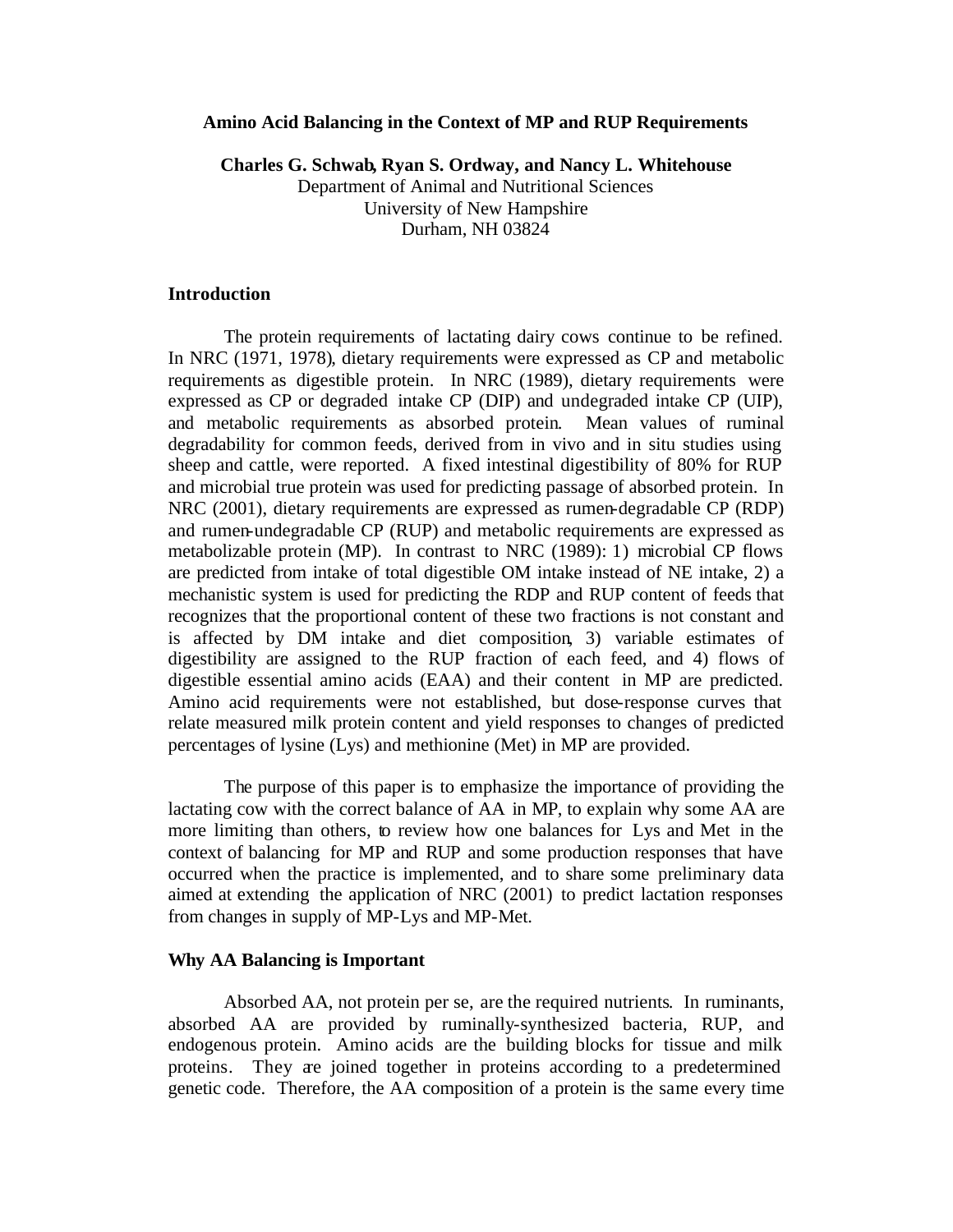# Amino Acid Balancing in the Context of MP and RUP Requirements

**Charles G. Schwab, Ryan S. Ordway, and Nancy L. Whitehouse**
Department of Animal and Nutritional Sciences
University of New Hampshire
Durham, NH 03824

## Introduction

The protein requirements of lactating dairy cows continue to be refined. In NRC (1971, 1978), dietary requirements were expressed as CP and metabolic requirements as digestible protein. In NRC (1989), dietary requirements were expressed as CP or degraded intake CP (DIP) and undegraded intake CP (UIP), and metabolic requirements as absorbed protein. Mean values of ruminal degradability for common feeds, derived from in vivo and in situ studies using sheep and cattle, were reported. A fixed intestinal digestibility of 80% for RUP and microbial true protein was used for predicting passage of absorbed protein. In NRC (2001), dietary requirements are expressed as rumen-degradable CP (RDP) and rumen-undegradable CP (RUP) and metabolic requirements are expressed as metabolizable protein (MP). In contrast to NRC (1989): 1) microbial CP flows are predicted from intake of total digestible OM intake instead of NE intake, 2) a mechanistic system is used for predicting the RDP and RUP content of feeds that recognizes that the proportional content of these two fractions is not constant and is affected by DM intake and diet composition, 3) variable estimates of digestibility are assigned to the RUP fraction of each feed, and 4) flows of digestible essential amino acids (EAA) and their content in MP are predicted. Amino acid requirements were not established, but dose-response curves that relate measured milk protein content and yield responses to changes of predicted percentages of lysine (Lys) and methionine (Met) in MP are provided.

The purpose of this paper is to emphasize the importance of providing the lactating cow with the correct balance of AA in MP, to explain why some AA are more limiting than others, to review how one balances for Lys and Met in the context of balancing for MP and RUP and some production responses that have occurred when the practice is implemented, and to share some preliminary data aimed at extending the application of NRC (2001) to predict lactation responses from changes in supply of MP-Lys and MP-Met.

## Why AA Balancing is Important

Absorbed AA, not protein per se, are the required nutrients. In ruminants, absorbed AA are provided by ruminally-synthesized bacteria, RUP, and endogenous protein. Amino acids are the building blocks for tissue and milk proteins. They are joined together in proteins according to a predetermined genetic code. Therefore, the AA composition of a protein is the same every time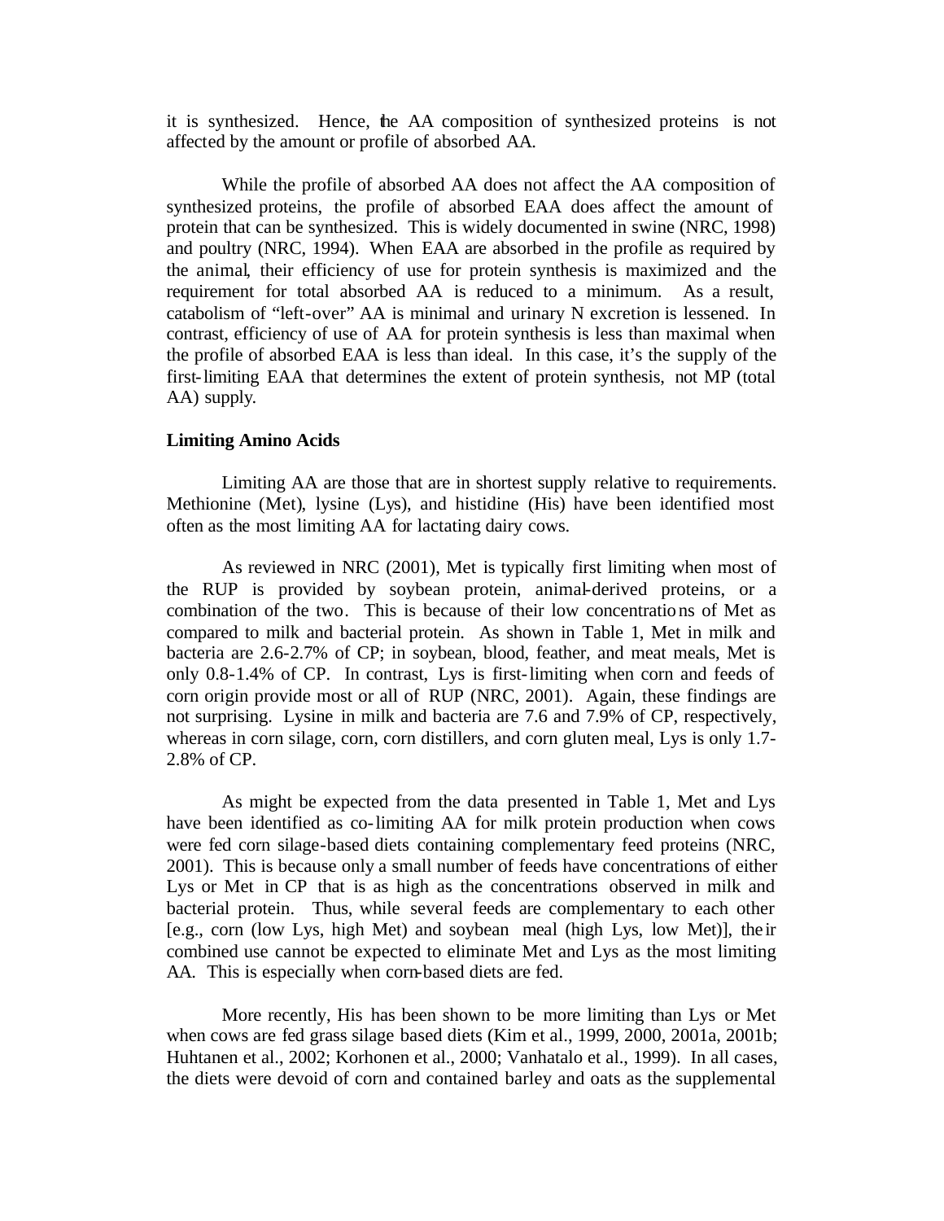it is synthesized. Hence, the AA composition of synthesized proteins is not affected by the amount or profile of absorbed AA.

While the profile of absorbed AA does not affect the AA composition of synthesized proteins, the profile of absorbed EAA does affect the amount of protein that can be synthesized. This is widely documented in swine (NRC, 1998) and poultry (NRC, 1994). When EAA are absorbed in the profile as required by the animal, their efficiency of use for protein synthesis is maximized and the requirement for total absorbed AA is reduced to a minimum. As a result, catabolism of "left-over" AA is minimal and urinary N excretion is lessened. In contrast, efficiency of use of AA for protein synthesis is less than maximal when the profile of absorbed EAA is less than ideal. In this case, it's the supply of the first-limiting EAA that determines the extent of protein synthesis, not MP (total AA) supply.

**Limiting Amino Acids**

Limiting AA are those that are in shortest supply relative to requirements. Methionine (Met), lysine (Lys), and histidine (His) have been identified most often as the most limiting AA for lactating dairy cows.

As reviewed in NRC (2001), Met is typically first limiting when most of the RUP is provided by soybean protein, animal-derived proteins, or a combination of the two. This is because of their low concentrations of Met as compared to milk and bacterial protein. As shown in Table 1, Met in milk and bacteria are 2.6-2.7% of CP; in soybean, blood, feather, and meat meals, Met is only 0.8-1.4% of CP. In contrast, Lys is first-limiting when corn and feeds of corn origin provide most or all of RUP (NRC, 2001). Again, these findings are not surprising. Lysine in milk and bacteria are 7.6 and 7.9% of CP, respectively, whereas in corn silage, corn, corn distillers, and corn gluten meal, Lys is only 1.7-2.8% of CP.

As might be expected from the data presented in Table 1, Met and Lys have been identified as co-limiting AA for milk protein production when cows were fed corn silage-based diets containing complementary feed proteins (NRC, 2001). This is because only a small number of feeds have concentrations of either Lys or Met in CP that is as high as the concentrations observed in milk and bacterial protein. Thus, while several feeds are complementary to each other [e.g., corn (low Lys, high Met) and soybean meal (high Lys, low Met)], their combined use cannot be expected to eliminate Met and Lys as the most limiting AA. This is especially when corn-based diets are fed.

More recently, His has been shown to be more limiting than Lys or Met when cows are fed grass silage based diets (Kim et al., 1999, 2000, 2001a, 2001b; Huhtanen et al., 2002; Korhonen et al., 2000; Vanhatalo et al., 1999). In all cases, the diets were devoid of corn and contained barley and oats as the supplemental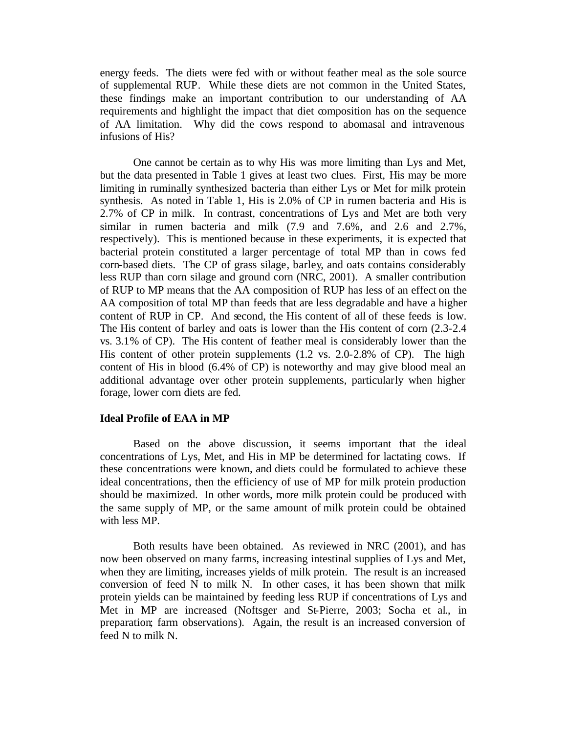energy feeds. The diets were fed with or without feather meal as the sole source of supplemental RUP. While these diets are not common in the United States, these findings make an important contribution to our understanding of AA requirements and highlight the impact that diet composition has on the sequence of AA limitation. Why did the cows respond to abomasal and intravenous infusions of His?

One cannot be certain as to why His was more limiting than Lys and Met, but the data presented in Table 1 gives at least two clues. First, His may be more limiting in ruminally synthesized bacteria than either Lys or Met for milk protein synthesis. As noted in Table 1, His is 2.0% of CP in rumen bacteria and His is 2.7% of CP in milk. In contrast, concentrations of Lys and Met are both very similar in rumen bacteria and milk (7.9 and 7.6%, and 2.6 and 2.7%, respectively). This is mentioned because in these experiments, it is expected that bacterial protein constituted a larger percentage of total MP than in cows fed corn-based diets. The CP of grass silage, barley, and oats contains considerably less RUP than corn silage and ground corn (NRC, 2001). A smaller contribution of RUP to MP means that the AA composition of RUP has less of an effect on the AA composition of total MP than feeds that are less degradable and have a higher content of RUP in CP. And second, the His content of all of these feeds is low. The His content of barley and oats is lower than the His content of corn (2.3-2.4 vs. 3.1% of CP). The His content of feather meal is considerably lower than the His content of other protein supplements (1.2 vs. 2.0-2.8% of CP). The high content of His in blood (6.4% of CP) is noteworthy and may give blood meal an additional advantage over other protein supplements, particularly when higher forage, lower corn diets are fed.

**Ideal Profile of EAA in MP**

Based on the above discussion, it seems important that the ideal concentrations of Lys, Met, and His in MP be determined for lactating cows. If these concentrations were known, and diets could be formulated to achieve these ideal concentrations, then the efficiency of use of MP for milk protein production should be maximized. In other words, more milk protein could be produced with the same supply of MP, or the same amount of milk protein could be obtained with less MP.

Both results have been obtained. As reviewed in NRC (2001), and has now been observed on many farms, increasing intestinal supplies of Lys and Met, when they are limiting, increases yields of milk protein. The result is an increased conversion of feed N to milk N. In other cases, it has been shown that milk protein yields can be maintained by feeding less RUP if concentrations of Lys and Met in MP are increased (Noftsger and St-Pierre, 2003; Socha et al., in preparation; farm observations). Again, the result is an increased conversion of feed N to milk N.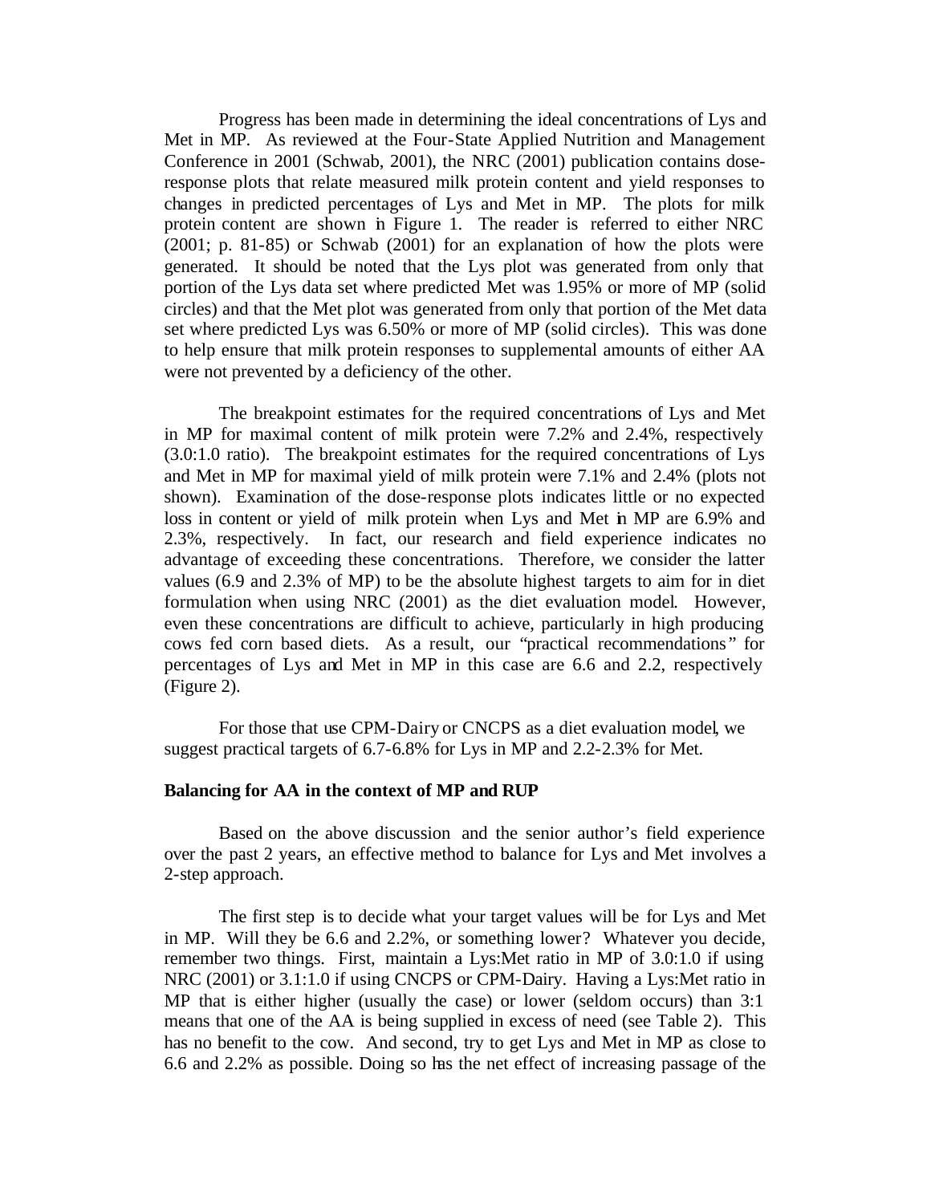Progress has been made in determining the ideal concentrations of Lys and Met in MP. As reviewed at the Four-State Applied Nutrition and Management Conference in 2001 (Schwab, 2001), the NRC (2001) publication contains dose-response plots that relate measured milk protein content and yield responses to changes in predicted percentages of Lys and Met in MP. The plots for milk protein content are shown in Figure 1. The reader is referred to either NRC (2001; p. 81-85) or Schwab (2001) for an explanation of how the plots were generated. It should be noted that the Lys plot was generated from only that portion of the Lys data set where predicted Met was 1.95% or more of MP (solid circles) and that the Met plot was generated from only that portion of the Met data set where predicted Lys was 6.50% or more of MP (solid circles). This was done to help ensure that milk protein responses to supplemental amounts of either AA were not prevented by a deficiency of the other.

The breakpoint estimates for the required concentrations of Lys and Met in MP for maximal content of milk protein were 7.2% and 2.4%, respectively (3.0:1.0 ratio). The breakpoint estimates for the required concentrations of Lys and Met in MP for maximal yield of milk protein were 7.1% and 2.4% (plots not shown). Examination of the dose-response plots indicates little or no expected loss in content or yield of milk protein when Lys and Met in MP are 6.9% and 2.3%, respectively. In fact, our research and field experience indicates no advantage of exceeding these concentrations. Therefore, we consider the latter values (6.9 and 2.3% of MP) to be the absolute highest targets to aim for in diet formulation when using NRC (2001) as the diet evaluation model. However, even these concentrations are difficult to achieve, particularly in high producing cows fed corn based diets. As a result, our "practical recommendations" for percentages of Lys and Met in MP in this case are 6.6 and 2.2, respectively (Figure 2).

For those that use CPM-Dairy or CNCPS as a diet evaluation model, we suggest practical targets of 6.7-6.8% for Lys in MP and 2.2-2.3% for Met.

**Balancing for AA in the context of MP and RUP**

Based on the above discussion and the senior author's field experience over the past 2 years, an effective method to balance for Lys and Met involves a 2-step approach.

The first step is to decide what your target values will be for Lys and Met in MP. Will they be 6.6 and 2.2%, or something lower? Whatever you decide, remember two things. First, maintain a Lys:Met ratio in MP of 3.0:1.0 if using NRC (2001) or 3.1:1.0 if using CNCPS or CPM-Dairy. Having a Lys:Met ratio in MP that is either higher (usually the case) or lower (seldom occurs) than 3:1 means that one of the AA is being supplied in excess of need (see Table 2). This has no benefit to the cow. And second, try to get Lys and Met in MP as close to 6.6 and 2.2% as possible. Doing so has the net effect of increasing passage of the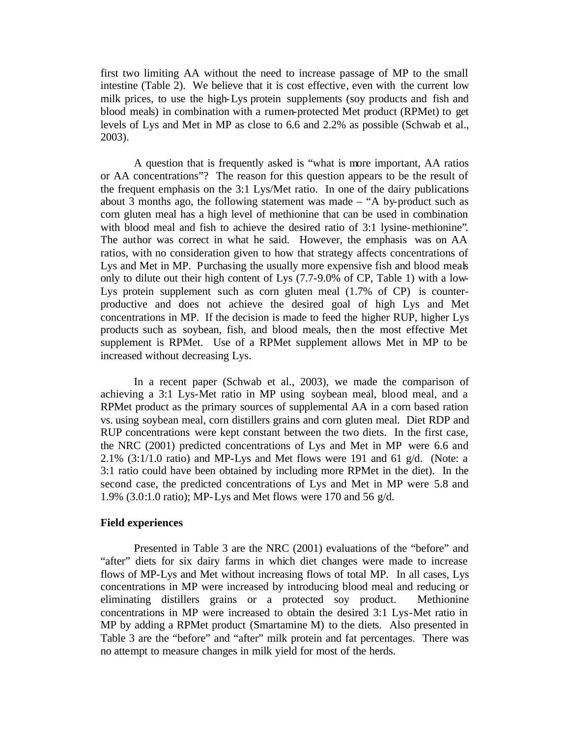first two limiting AA without the need to increase passage of MP to the small intestine (Table 2). We believe that it is cost effective, even with the current low milk prices, to use the high-Lys protein supplements (soy products and fish and blood meals) in combination with a rumen-protected Met product (RPMet) to get levels of Lys and Met in MP as close to 6.6 and 2.2% as possible (Schwab et al., 2003).

A question that is frequently asked is "what is more important, AA ratios or AA concentrations"? The reason for this question appears to be the result of the frequent emphasis on the 3:1 Lys/Met ratio. In one of the dairy publications about 3 months ago, the following statement was made – "A by-product such as corn gluten meal has a high level of methionine that can be used in combination with blood meal and fish to achieve the desired ratio of 3:1 lysine-methionine". The author was correct in what he said. However, the emphasis was on AA ratios, with no consideration given to how that strategy affects concentrations of Lys and Met in MP. Purchasing the usually more expensive fish and blood meals only to dilute out their high content of Lys (7.7-9.0% of CP, Table 1) with a low-Lys protein supplement such as corn gluten meal (1.7% of CP) is counter-productive and does not achieve the desired goal of high Lys and Met concentrations in MP. If the decision is made to feed the higher RUP, higher Lys products such as soybean, fish, and blood meals, then the most effective Met supplement is RPMet. Use of a RPMet supplement allows Met in MP to be increased without decreasing Lys.

In a recent paper (Schwab et al., 2003), we made the comparison of achieving a 3:1 Lys-Met ratio in MP using soybean meal, blood meal, and a RPMet product as the primary sources of supplemental AA in a corn based ration vs. using soybean meal, corn distillers grains and corn gluten meal. Diet RDP and RUP concentrations were kept constant between the two diets. In the first case, the NRC (2001) predicted concentrations of Lys and Met in MP were 6.6 and 2.1% (3:1/1.0 ratio) and MP-Lys and Met flows were 191 and 61 g/d. (Note: a 3:1 ratio could have been obtained by including more RPMet in the diet). In the second case, the predicted concentrations of Lys and Met in MP were 5.8 and 1.9% (3.0:1.0 ratio); MP-Lys and Met flows were 170 and 56 g/d.

**Field experiences**

Presented in Table 3 are the NRC (2001) evaluations of the "before" and "after" diets for six dairy farms in which diet changes were made to increase flows of MP-Lys and Met without increasing flows of total MP. In all cases, Lys concentrations in MP were increased by introducing blood meal and reducing or eliminating distillers grains or a protected soy product. Methionine concentrations in MP were increased to obtain the desired 3:1 Lys-Met ratio in MP by adding a RPMet product (Smartamine M) to the diets. Also presented in Table 3 are the "before" and "after" milk protein and fat percentages. There was no attempt to measure changes in milk yield for most of the herds.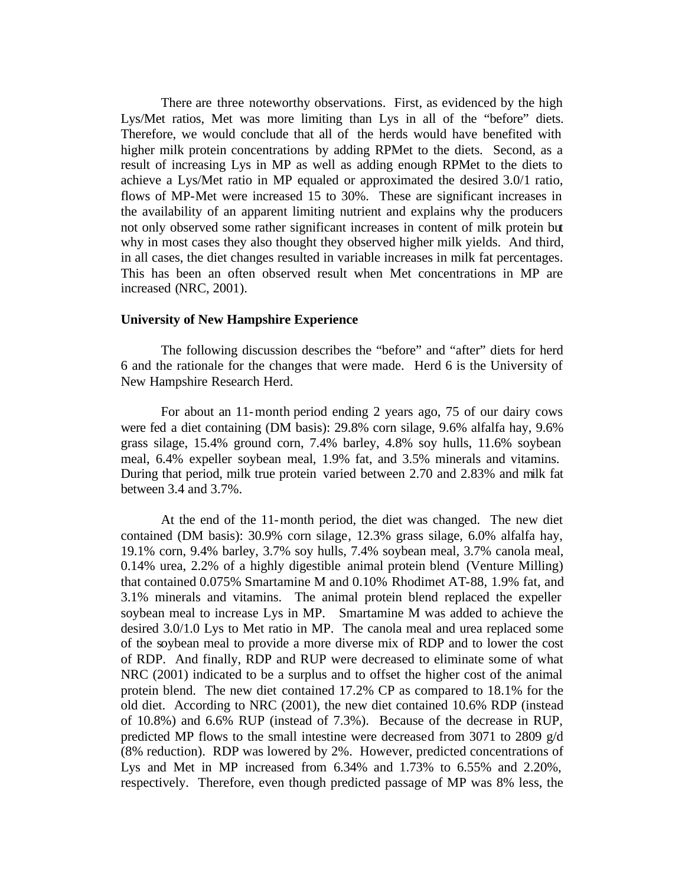There are three noteworthy observations. First, as evidenced by the high Lys/Met ratios, Met was more limiting than Lys in all of the "before" diets. Therefore, we would conclude that all of the herds would have benefited with higher milk protein concentrations by adding RPMet to the diets. Second, as a result of increasing Lys in MP as well as adding enough RPMet to the diets to achieve a Lys/Met ratio in MP equaled or approximated the desired 3.0/1 ratio, flows of MP-Met were increased 15 to 30%. These are significant increases in the availability of an apparent limiting nutrient and explains why the producers not only observed some rather significant increases in content of milk protein but why in most cases they also thought they observed higher milk yields. And third, in all cases, the diet changes resulted in variable increases in milk fat percentages. This has been an often observed result when Met concentrations in MP are increased (NRC, 2001).

**University of New Hampshire Experience**

The following discussion describes the "before" and "after" diets for herd 6 and the rationale for the changes that were made. Herd 6 is the University of New Hampshire Research Herd.

For about an 11-month period ending 2 years ago, 75 of our dairy cows were fed a diet containing (DM basis): 29.8% corn silage, 9.6% alfalfa hay, 9.6% grass silage, 15.4% ground corn, 7.4% barley, 4.8% soy hulls, 11.6% soybean meal, 6.4% expeller soybean meal, 1.9% fat, and 3.5% minerals and vitamins. During that period, milk true protein varied between 2.70 and 2.83% and milk fat between 3.4 and 3.7%.

At the end of the 11-month period, the diet was changed. The new diet contained (DM basis): 30.9% corn silage, 12.3% grass silage, 6.0% alfalfa hay, 19.1% corn, 9.4% barley, 3.7% soy hulls, 7.4% soybean meal, 3.7% canola meal, 0.14% urea, 2.2% of a highly digestible animal protein blend (Venture Milling) that contained 0.075% Smartamine M and 0.10% Rhodimet AT-88, 1.9% fat, and 3.1% minerals and vitamins. The animal protein blend replaced the expeller soybean meal to increase Lys in MP. Smartamine M was added to achieve the desired 3.0/1.0 Lys to Met ratio in MP. The canola meal and urea replaced some of the soybean meal to provide a more diverse mix of RDP and to lower the cost of RDP. And finally, RDP and RUP were decreased to eliminate some of what NRC (2001) indicated to be a surplus and to offset the higher cost of the animal protein blend. The new diet contained 17.2% CP as compared to 18.1% for the old diet. According to NRC (2001), the new diet contained 10.6% RDP (instead of 10.8%) and 6.6% RUP (instead of 7.3%). Because of the decrease in RUP, predicted MP flows to the small intestine were decreased from 3071 to 2809 g/d (8% reduction). RDP was lowered by 2%. However, predicted concentrations of Lys and Met in MP increased from 6.34% and 1.73% to 6.55% and 2.20%, respectively. Therefore, even though predicted passage of MP was 8% less, the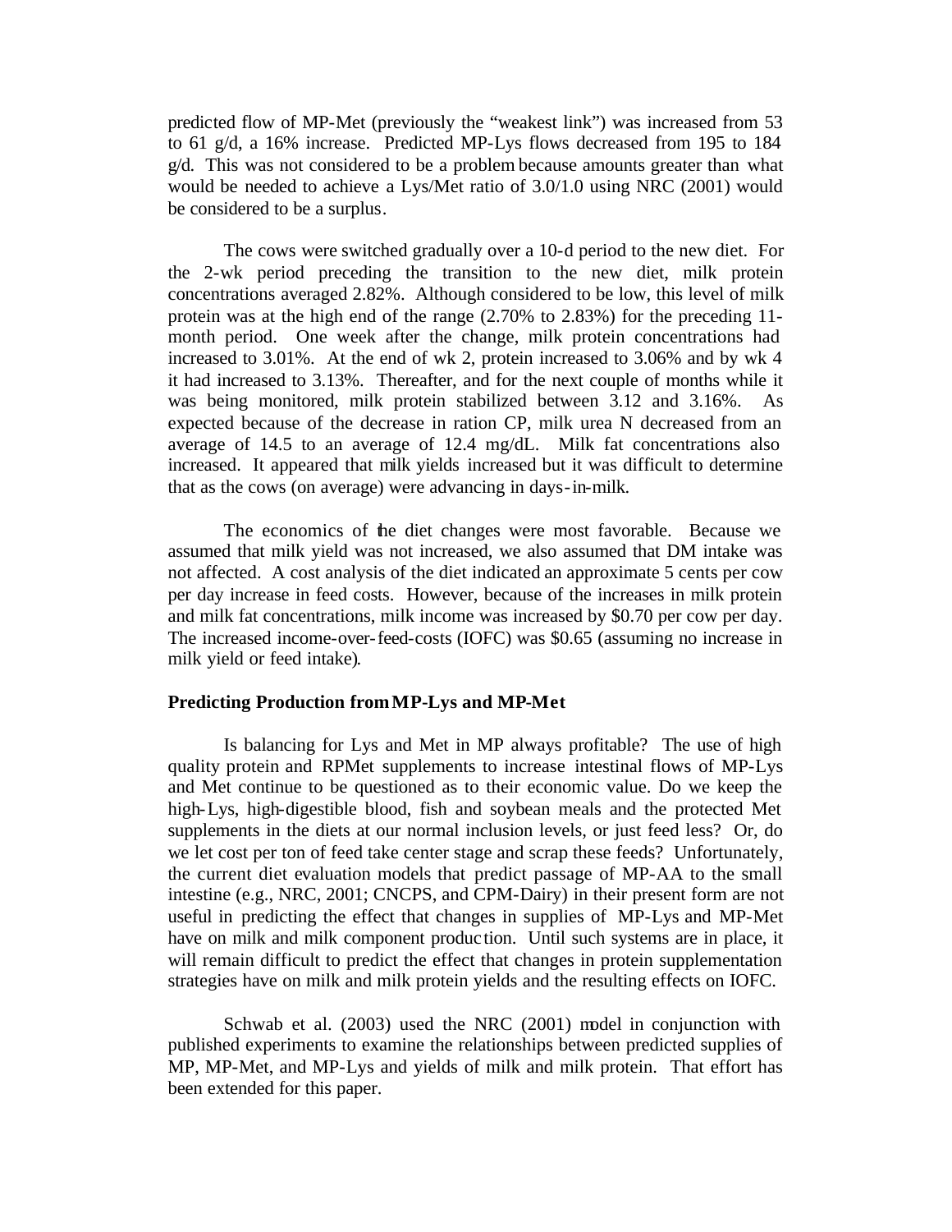predicted flow of MP-Met (previously the "weakest link") was increased from 53 to 61 g/d, a 16% increase. Predicted MP-Lys flows decreased from 195 to 184 g/d. This was not considered to be a problem because amounts greater than what would be needed to achieve a Lys/Met ratio of 3.0/1.0 using NRC (2001) would be considered to be a surplus.

The cows were switched gradually over a 10-d period to the new diet. For the 2-wk period preceding the transition to the new diet, milk protein concentrations averaged 2.82%. Although considered to be low, this level of milk protein was at the high end of the range (2.70% to 2.83%) for the preceding 11-month period. One week after the change, milk protein concentrations had increased to 3.01%. At the end of wk 2, protein increased to 3.06% and by wk 4 it had increased to 3.13%. Thereafter, and for the next couple of months while it was being monitored, milk protein stabilized between 3.12 and 3.16%. As expected because of the decrease in ration CP, milk urea N decreased from an average of 14.5 to an average of 12.4 mg/dL. Milk fat concentrations also increased. It appeared that milk yields increased but it was difficult to determine that as the cows (on average) were advancing in days-in-milk.

The economics of the diet changes were most favorable. Because we assumed that milk yield was not increased, we also assumed that DM intake was not affected. A cost analysis of the diet indicated an approximate 5 cents per cow per day increase in feed costs. However, because of the increases in milk protein and milk fat concentrations, milk income was increased by $0.70 per cow per day. The increased income-over-feed-costs (IOFC) was $0.65 (assuming no increase in milk yield or feed intake).

**Predicting Production from MP-Lys and MP-Met**

Is balancing for Lys and Met in MP always profitable? The use of high quality protein and RPMet supplements to increase intestinal flows of MP-Lys and Met continue to be questioned as to their economic value. Do we keep the high-Lys, high-digestible blood, fish and soybean meals and the protected Met supplements in the diets at our normal inclusion levels, or just feed less? Or, do we let cost per ton of feed take center stage and scrap these feeds? Unfortunately, the current diet evaluation models that predict passage of MP-AA to the small intestine (e.g., NRC, 2001; CNCPS, and CPM-Dairy) in their present form are not useful in predicting the effect that changes in supplies of MP-Lys and MP-Met have on milk and milk component production. Until such systems are in place, it will remain difficult to predict the effect that changes in protein supplementation strategies have on milk and milk protein yields and the resulting effects on IOFC.

Schwab et al. (2003) used the NRC (2001) model in conjunction with published experiments to examine the relationships between predicted supplies of MP, MP-Met, and MP-Lys and yields of milk and milk protein. That effort has been extended for this paper.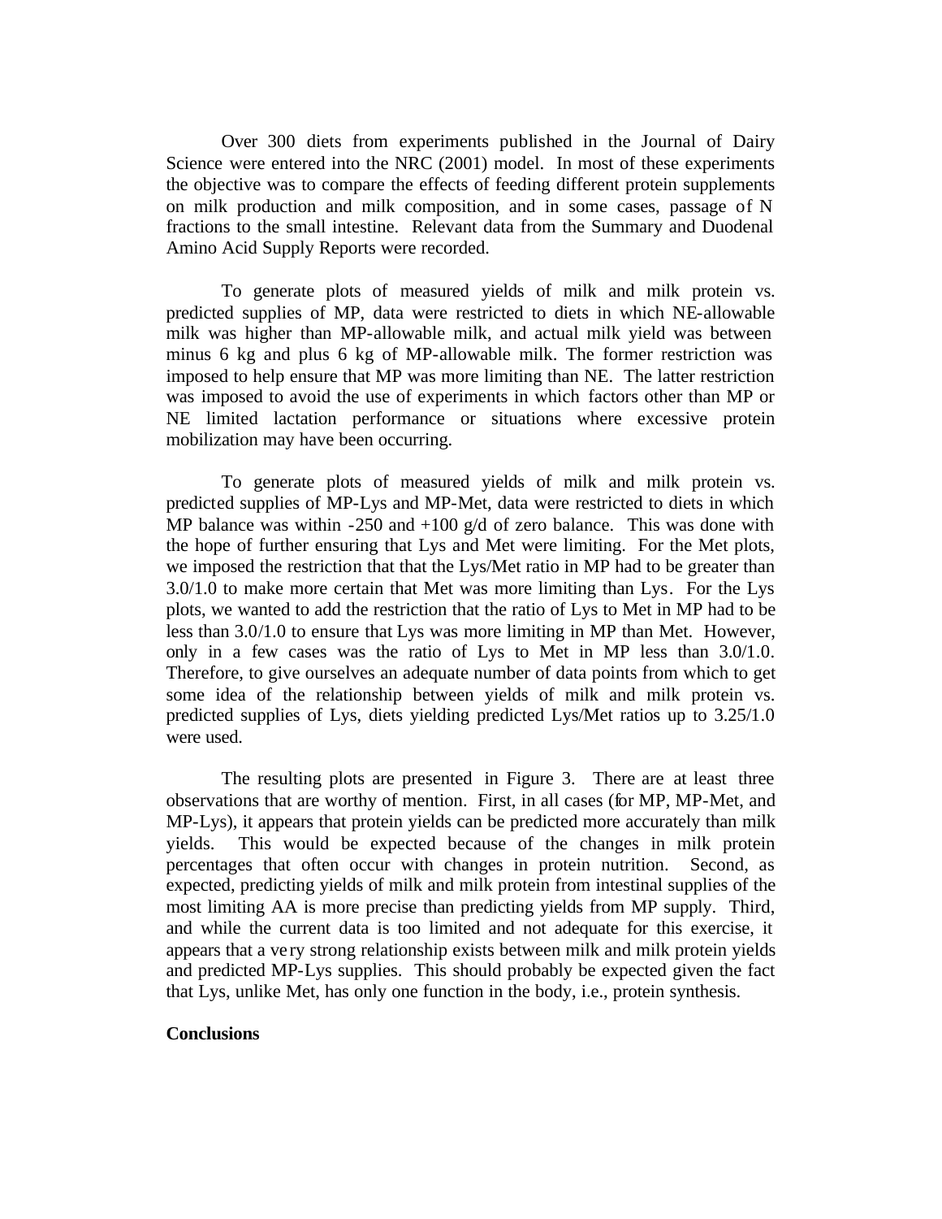Over 300 diets from experiments published in the Journal of Dairy Science were entered into the NRC (2001) model. In most of these experiments the objective was to compare the effects of feeding different protein supplements on milk production and milk composition, and in some cases, passage of N fractions to the small intestine. Relevant data from the Summary and Duodenal Amino Acid Supply Reports were recorded.

To generate plots of measured yields of milk and milk protein vs. predicted supplies of MP, data were restricted to diets in which NE-allowable milk was higher than MP-allowable milk, and actual milk yield was between minus 6 kg and plus 6 kg of MP-allowable milk. The former restriction was imposed to help ensure that MP was more limiting than NE. The latter restriction was imposed to avoid the use of experiments in which factors other than MP or NE limited lactation performance or situations where excessive protein mobilization may have been occurring.

To generate plots of measured yields of milk and milk protein vs. predicted supplies of MP-Lys and MP-Met, data were restricted to diets in which MP balance was within -250 and +100 g/d of zero balance. This was done with the hope of further ensuring that Lys and Met were limiting. For the Met plots, we imposed the restriction that that the Lys/Met ratio in MP had to be greater than 3.0/1.0 to make more certain that Met was more limiting than Lys. For the Lys plots, we wanted to add the restriction that the ratio of Lys to Met in MP had to be less than 3.0/1.0 to ensure that Lys was more limiting in MP than Met. However, only in a few cases was the ratio of Lys to Met in MP less than 3.0/1.0. Therefore, to give ourselves an adequate number of data points from which to get some idea of the relationship between yields of milk and milk protein vs. predicted supplies of Lys, diets yielding predicted Lys/Met ratios up to 3.25/1.0 were used.

The resulting plots are presented in Figure 3. There are at least three observations that are worthy of mention. First, in all cases (for MP, MP-Met, and MP-Lys), it appears that protein yields can be predicted more accurately than milk yields. This would be expected because of the changes in milk protein percentages that often occur with changes in protein nutrition. Second, as expected, predicting yields of milk and milk protein from intestinal supplies of the most limiting AA is more precise than predicting yields from MP supply. Third, and while the current data is too limited and not adequate for this exercise, it appears that a very strong relationship exists between milk and milk protein yields and predicted MP-Lys supplies. This should probably be expected given the fact that Lys, unlike Met, has only one function in the body, i.e., protein synthesis.

**Conclusions**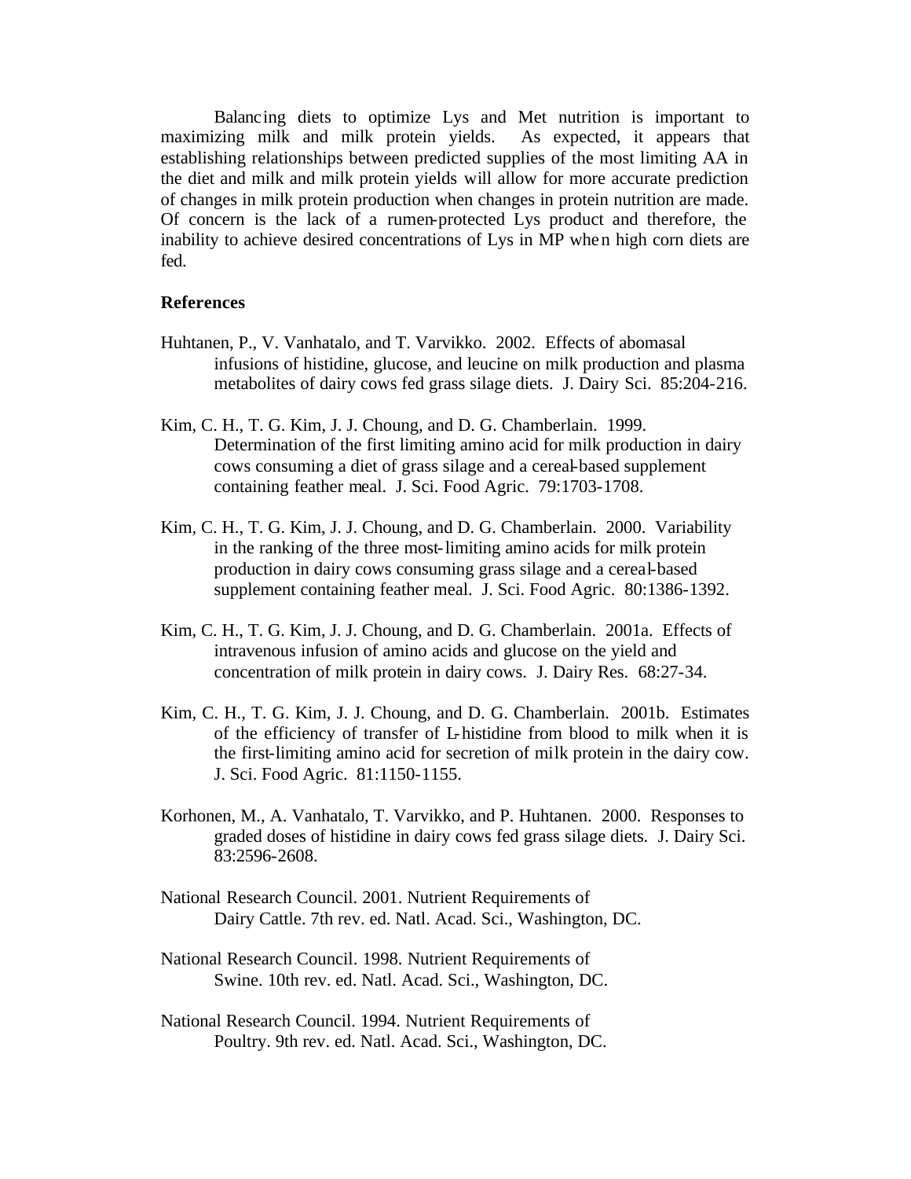Balancing diets to optimize Lys and Met nutrition is important to maximizing milk and milk protein yields. As expected, it appears that establishing relationships between predicted supplies of the most limiting AA in the diet and milk and milk protein yields will allow for more accurate prediction of changes in milk protein production when changes in protein nutrition are made. Of concern is the lack of a rumen-protected Lys product and therefore, the inability to achieve desired concentrations of Lys in MP when high corn diets are fed.

## References

Huhtanen, P., V. Vanhatalo, and T. Varvikko. 2002. Effects of abomasal infusions of histidine, glucose, and leucine on milk production and plasma metabolites of dairy cows fed grass silage diets. J. Dairy Sci. 85:204-216.

Kim, C. H., T. G. Kim, J. J. Choung, and D. G. Chamberlain. 1999. Determination of the first limiting amino acid for milk production in dairy cows consuming a diet of grass silage and a cereal-based supplement containing feather meal. J. Sci. Food Agric. 79:1703-1708.

Kim, C. H., T. G. Kim, J. J. Choung, and D. G. Chamberlain. 2000. Variability in the ranking of the three most-limiting amino acids for milk protein production in dairy cows consuming grass silage and a cereal-based supplement containing feather meal. J. Sci. Food Agric. 80:1386-1392.

Kim, C. H., T. G. Kim, J. J. Choung, and D. G. Chamberlain. 2001a. Effects of intravenous infusion of amino acids and glucose on the yield and concentration of milk protein in dairy cows. J. Dairy Res. 68:27-34.

Kim, C. H., T. G. Kim, J. J. Choung, and D. G. Chamberlain. 2001b. Estimates of the efficiency of transfer of L-histidine from blood to milk when it is the first-limiting amino acid for secretion of milk protein in the dairy cow. J. Sci. Food Agric. 81:1150-1155.

Korhonen, M., A. Vanhatalo, T. Varvikko, and P. Huhtanen. 2000. Responses to graded doses of histidine in dairy cows fed grass silage diets. J. Dairy Sci. 83:2596-2608.

National Research Council. 2001. Nutrient Requirements of Dairy Cattle. 7th rev. ed. Natl. Acad. Sci., Washington, DC.

National Research Council. 1998. Nutrient Requirements of Swine. 10th rev. ed. Natl. Acad. Sci., Washington, DC.

National Research Council. 1994. Nutrient Requirements of Poultry. 9th rev. ed. Natl. Acad. Sci., Washington, DC.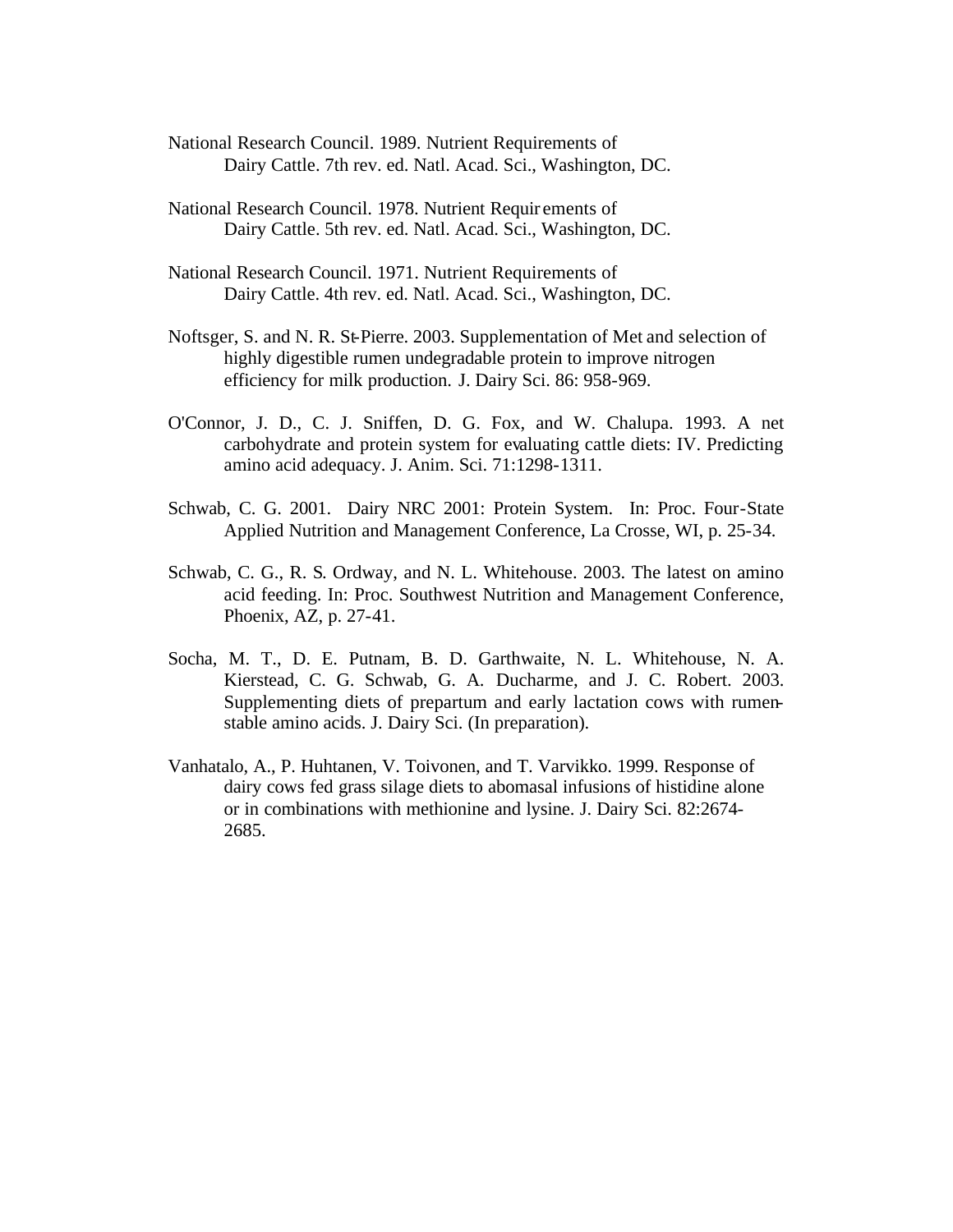National Research Council. 1989. Nutrient Requirements of Dairy Cattle. 7th rev. ed. Natl. Acad. Sci., Washington, DC.

National Research Council. 1978. Nutrient Requirements of Dairy Cattle. 5th rev. ed. Natl. Acad. Sci., Washington, DC.

National Research Council. 1971. Nutrient Requirements of Dairy Cattle. 4th rev. ed. Natl. Acad. Sci., Washington, DC.

Noftsger, S. and N. R. St-Pierre. 2003. Supplementation of Met and selection of highly digestible rumen undegradable protein to improve nitrogen efficiency for milk production. J. Dairy Sci. 86: 958-969.

O'Connor, J. D., C. J. Sniffen, D. G. Fox, and W. Chalupa. 1993. A net carbohydrate and protein system for evaluating cattle diets: IV. Predicting amino acid adequacy. J. Anim. Sci. 71:1298-1311.

Schwab, C. G. 2001. Dairy NRC 2001: Protein System. In: Proc. Four-State Applied Nutrition and Management Conference, La Crosse, WI, p. 25-34.

Schwab, C. G., R. S. Ordway, and N. L. Whitehouse. 2003. The latest on amino acid feeding. In: Proc. Southwest Nutrition and Management Conference, Phoenix, AZ, p. 27-41.

Socha, M. T., D. E. Putnam, B. D. Garthwaite, N. L. Whitehouse, N. A. Kierstead, C. G. Schwab, G. A. Ducharme, and J. C. Robert. 2003. Supplementing diets of prepartum and early lactation cows with rumen-stable amino acids. J. Dairy Sci. (In preparation).

Vanhatalo, A., P. Huhtanen, V. Toivonen, and T. Varvikko. 1999. Response of dairy cows fed grass silage diets to abomasal infusions of histidine alone or in combinations with methionine and lysine. J. Dairy Sci. 82:2674-2685.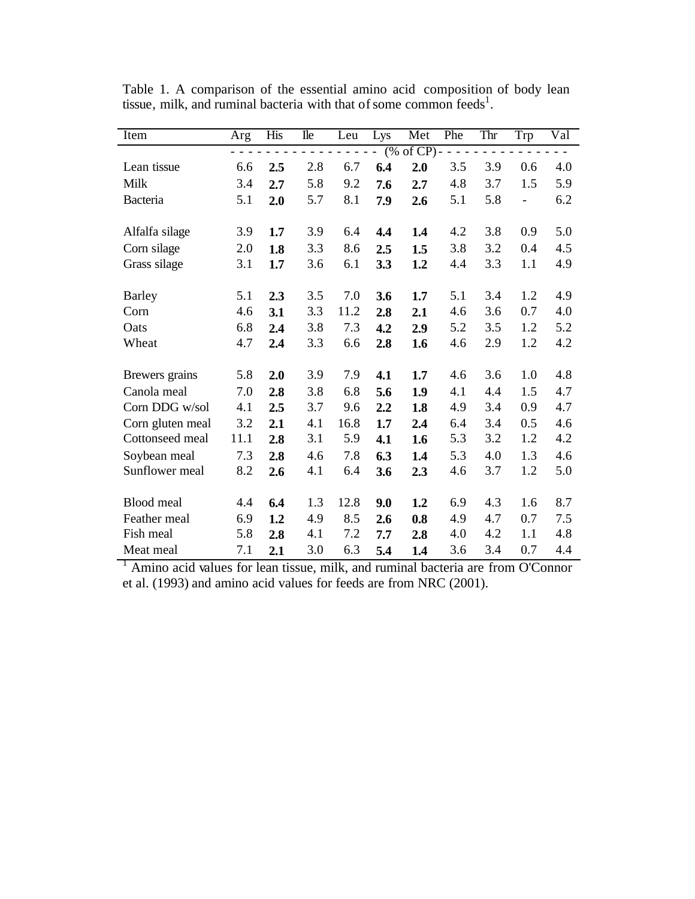Table 1. A comparison of the essential amino acid composition of body lean tissue, milk, and ruminal bacteria with that of some common feeds[1].

| Item | Arg | His | Ile | Leu | Lys | Met | Phe | Thr | Trp | Val |
|---|---|---|---|---|---|---|---|---|---|---|
| | (% of CP) | | | | | | | | | |
| Lean tissue | 6.6 | **2.5** | 2.8 | 6.7 | **6.4** | **2.0** | 3.5 | 3.9 | 0.6 | 4.0 |
| Milk | 3.4 | **2.7** | 5.8 | 9.2 | **7.6** | **2.7** | 4.8 | 3.7 | 1.5 | 5.9 |
| Bacteria | 5.1 | **2.0** | 5.7 | 8.1 | **7.9** | **2.6** | 5.1 | 5.8 | - | 6.2 |
| Alfalfa silage | 3.9 | **1.7** | 3.9 | 6.4 | **4.4** | **1.4** | 4.2 | 3.8 | 0.9 | 5.0 |
| Corn silage | 2.0 | **1.8** | 3.3 | 8.6 | **2.5** | **1.5** | 3.8 | 3.2 | 0.4 | 4.5 |
| Grass silage | 3.1 | **1.7** | 3.6 | 6.1 | **3.3** | **1.2** | 4.4 | 3.3 | 1.1 | 4.9 |
| Barley | 5.1 | **2.3** | 3.5 | 7.0 | **3.6** | **1.7** | 5.1 | 3.4 | 1.2 | 4.9 |
| Corn | 4.6 | **3.1** | 3.3 | 11.2 | **2.8** | **2.1** | 4.6 | 3.6 | 0.7 | 4.0 |
| Oats | 6.8 | **2.4** | 3.8 | 7.3 | **4.2** | **2.9** | 5.2 | 3.5 | 1.2 | 5.2 |
| Wheat | 4.7 | **2.4** | 3.3 | 6.6 | **2.8** | **1.6** | 4.6 | 2.9 | 1.2 | 4.2 |
| Brewers grains | 5.8 | **2.0** | 3.9 | 7.9 | **4.1** | **1.7** | 4.6 | 3.6 | 1.0 | 4.8 |
| Canola meal | 7.0 | **2.8** | 3.8 | 6.8 | **5.6** | **1.9** | 4.1 | 4.4 | 1.5 | 4.7 |
| Corn DDG w/sol | 4.1 | **2.5** | 3.7 | 9.6 | **2.2** | **1.8** | 4.9 | 3.4 | 0.9 | 4.7 |
| Corn gluten meal | 3.2 | **2.1** | 4.1 | 16.8 | **1.7** | **2.4** | 6.4 | 3.4 | 0.5 | 4.6 |
| Cottonseed meal | 11.1 | **2.8** | 3.1 | 5.9 | **4.1** | **1.6** | 5.3 | 3.2 | 1.2 | 4.2 |
| Soybean meal | 7.3 | **2.8** | 4.6 | 7.8 | **6.3** | **1.4** | 5.3 | 4.0 | 1.3 | 4.6 |
| Sunflower meal | 8.2 | **2.6** | 4.1 | 6.4 | **3.6** | **2.3** | 4.6 | 3.7 | 1.2 | 5.0 |
| Blood meal | 4.4 | **6.4** | 1.3 | 12.8 | **9.0** | **1.2** | 6.9 | 4.3 | 1.6 | 8.7 |
| Feather meal | 6.9 | **1.2** | 4.9 | 8.5 | **2.6** | **0.8** | 4.9 | 4.7 | 0.7 | 7.5 |
| Fish meal | 5.8 | **2.8** | 4.1 | 7.2 | **7.7** | **2.8** | 4.0 | 4.2 | 1.1 | 4.8 |
| Meat meal | 7.1 | **2.1** | 3.0 | 6.3 | **5.4** | **1.4** | 3.6 | 3.4 | 0.7 | 4.4 |

[1] Amino acid values for lean tissue, milk, and ruminal bacteria are from O'Connor et al. (1993) and amino acid values for feeds are from NRC (2001).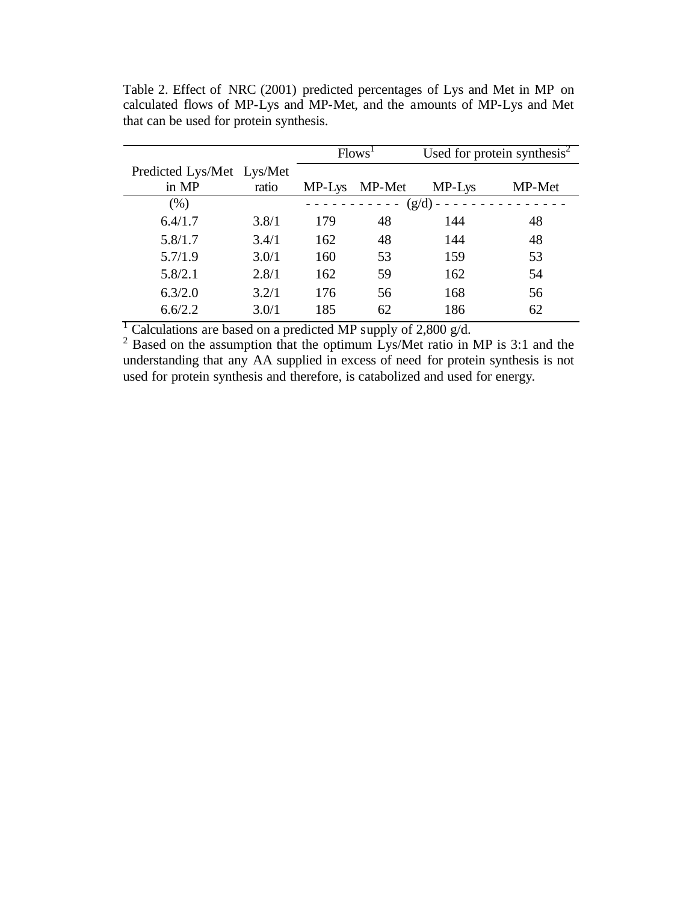Table 2. Effect of NRC (2001) predicted percentages of Lys and Met in MP on calculated flows of MP-Lys and MP-Met, and the amounts of MP-Lys and Met that can be used for protein synthesis.

| Predicted Lys/Met in MP | Lys/Met ratio | Flows[1] | | Used for protein synthesis[2] | |
|---|---|---|---|---|---|
| | | MP-Lys | MP-Met | MP-Lys | MP-Met |
| (%) | | (g/d) | | | |
| 6.4/1.7 | 3.8/1 | 179 | 48 | 144 | 48 |
| 5.8/1.7 | 3.4/1 | 162 | 48 | 144 | 48 |
| 5.7/1.9 | 3.0/1 | 160 | 53 | 159 | 53 |
| 5.8/2.1 | 2.8/1 | 162 | 59 | 162 | 54 |
| 6.3/2.0 | 3.2/1 | 176 | 56 | 168 | 56 |
| 6.6/2.2 | 3.0/1 | 185 | 62 | 186 | 62 |

[1] Calculations are based on a predicted MP supply of 2,800 g/d.

[2] Based on the assumption that the optimum Lys/Met ratio in MP is 3:1 and the understanding that any AA supplied in excess of need for protein synthesis is not used for protein synthesis and therefore, is catabolized and used for energy.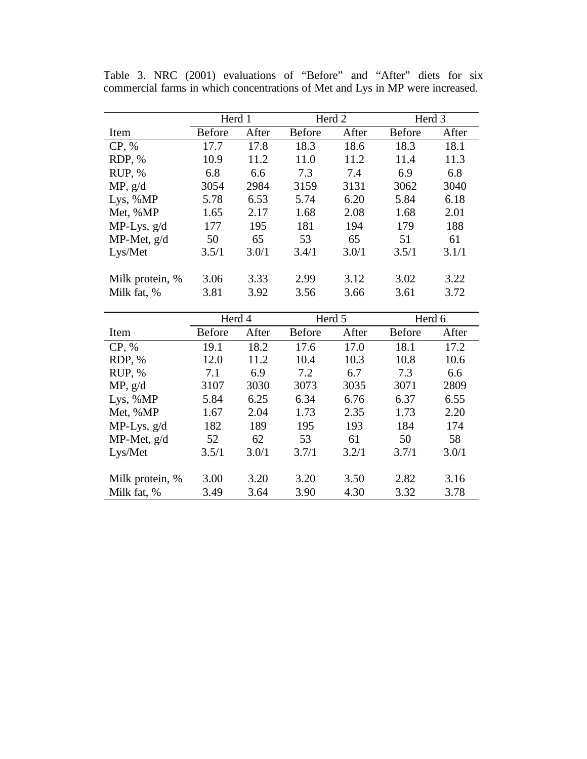Table 3. NRC (2001) evaluations of "Before" and "After" diets for six commercial farms in which concentrations of Met and Lys in MP were increased.

| | Herd 1 | | Herd 2 | | Herd 3 | |
|---|---|---|---|---|---|---|
| Item | Before | After | Before | After | Before | After |
| CP, % | 17.7 | 17.8 | 18.3 | 18.6 | 18.3 | 18.1 |
| RDP, % | 10.9 | 11.2 | 11.0 | 11.2 | 11.4 | 11.3 |
| RUP, % | 6.8 | 6.6 | 7.3 | 7.4 | 6.9 | 6.8 |
| MP, g/d | 3054 | 2984 | 3159 | 3131 | 3062 | 3040 |
| Lys, %MP | 5.78 | 6.53 | 5.74 | 6.20 | 5.84 | 6.18 |
| Met, %MP | 1.65 | 2.17 | 1.68 | 2.08 | 1.68 | 2.01 |
| MP-Lys, g/d | 177 | 195 | 181 | 194 | 179 | 188 |
| MP-Met, g/d | 50 | 65 | 53 | 65 | 51 | 61 |
| Lys/Met | 3.5/1 | 3.0/1 | 3.4/1 | 3.0/1 | 3.5/1 | 3.1/1 |
| | | | | | | |
| Milk protein, % | 3.06 | 3.33 | 2.99 | 3.12 | 3.02 | 3.22 |
| Milk fat, % | 3.81 | 3.92 | 3.56 | 3.66 | 3.61 | 3.72 |

| | Herd 4 | | Herd 5 | | Herd 6 | |
|---|---|---|---|---|---|---|
| Item | Before | After | Before | After | Before | After |
| CP, % | 19.1 | 18.2 | 17.6 | 17.0 | 18.1 | 17.2 |
| RDP, % | 12.0 | 11.2 | 10.4 | 10.3 | 10.8 | 10.6 |
| RUP, % | 7.1 | 6.9 | 7.2 | 6.7 | 7.3 | 6.6 |
| MP, g/d | 3107 | 3030 | 3073 | 3035 | 3071 | 2809 |
| Lys, %MP | 5.84 | 6.25 | 6.34 | 6.76 | 6.37 | 6.55 |
| Met, %MP | 1.67 | 2.04 | 1.73 | 2.35 | 1.73 | 2.20 |
| MP-Lys, g/d | 182 | 189 | 195 | 193 | 184 | 174 |
| MP-Met, g/d | 52 | 62 | 53 | 61 | 50 | 58 |
| Lys/Met | 3.5/1 | 3.0/1 | 3.7/1 | 3.2/1 | 3.7/1 | 3.0/1 |
| | | | | | | |
| Milk protein, % | 3.00 | 3.20 | 3.20 | 3.50 | 2.82 | 3.16 |
| Milk fat, % | 3.49 | 3.64 | 3.90 | 4.30 | 3.32 | 3.78 |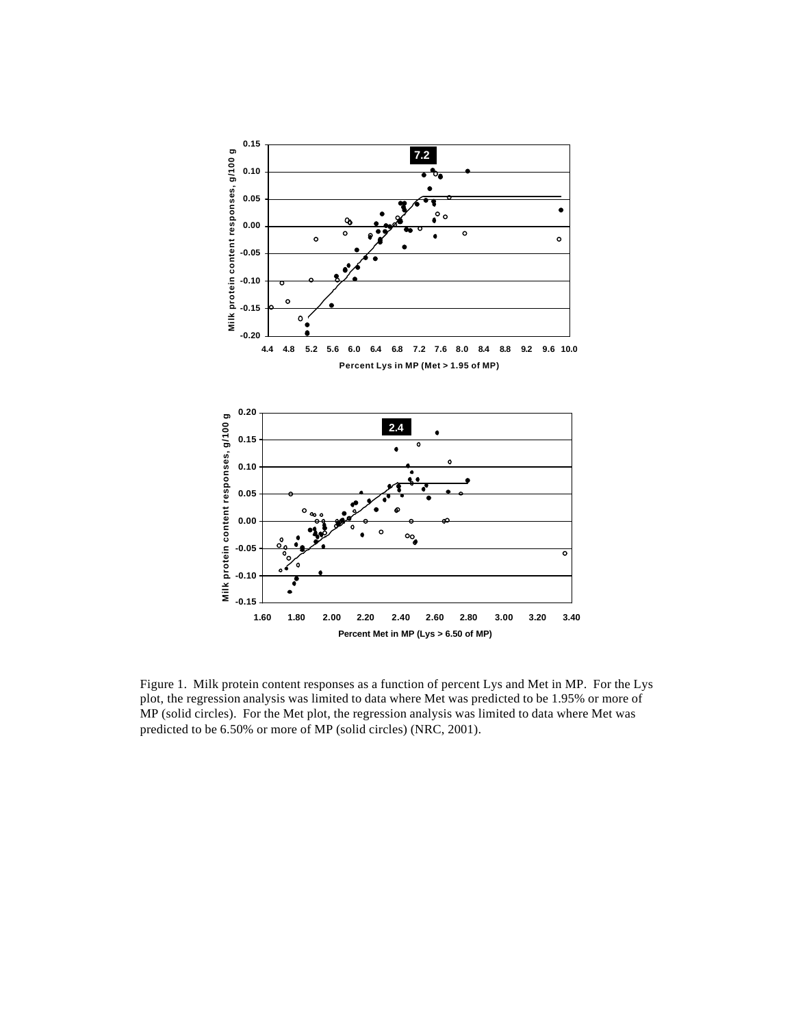Figure 1. Milk protein content responses as a function of percent Lys and Met in MP. For the Lys plot, the regression analysis was limited to data where Met was predicted to be 1.95% or more of MP (solid circles). For the Met plot, the regression analysis was limited to data where Met was predicted to be 6.50% or more of MP (solid circles) (NRC, 2001).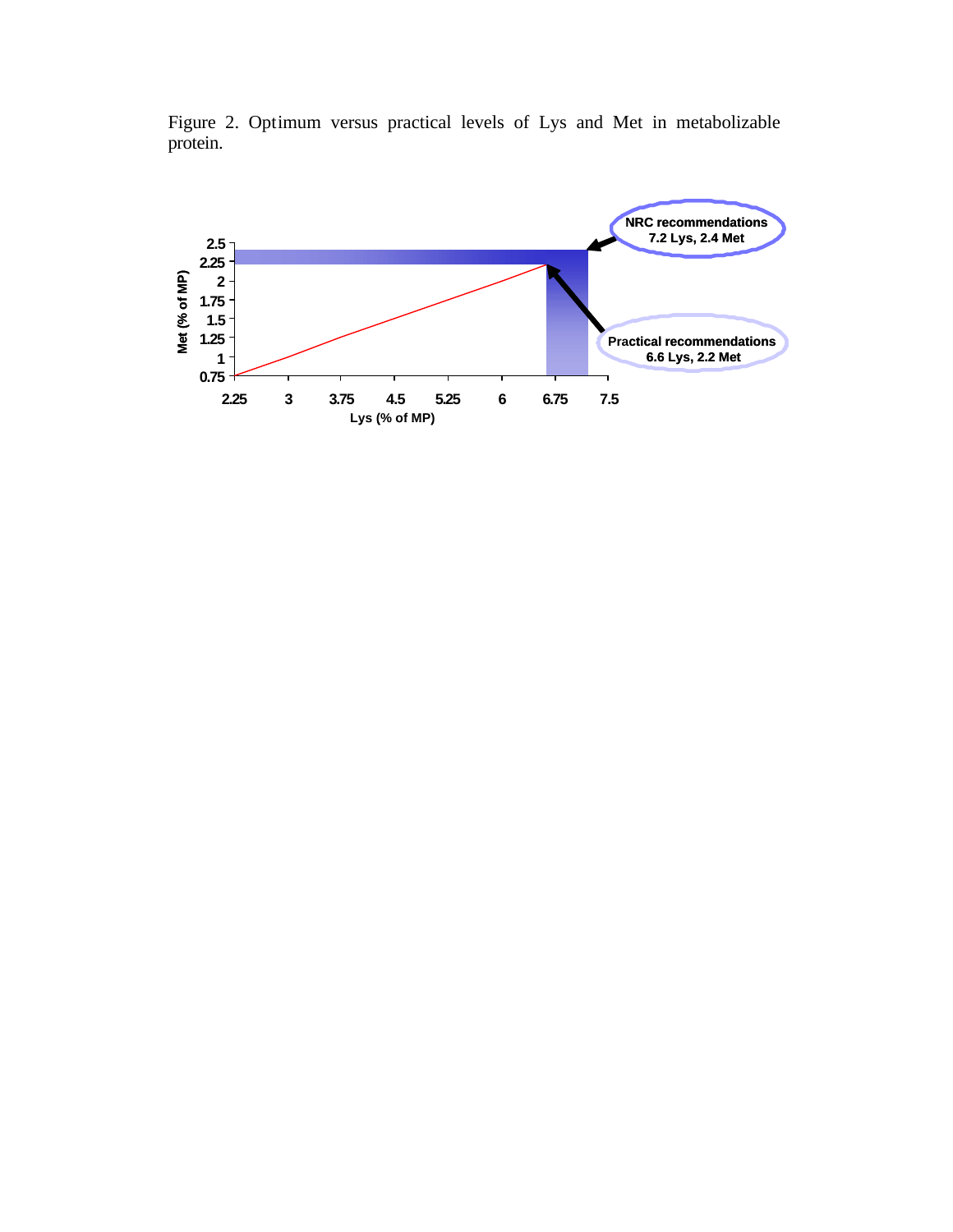Figure 2. Optimum versus practical levels of Lys and Met in metabolizable protein.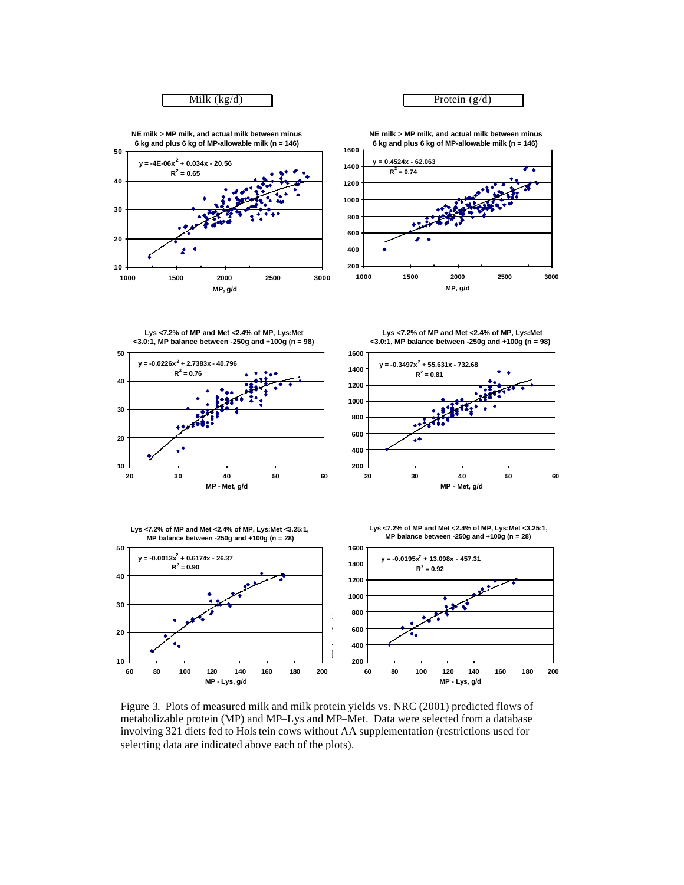Milk (kg/d)

Protein (g/d)

**NE milk > MP milk, and actual milk between minus 6 kg and plus 6 kg of MP-allowable milk (n = 146)**

$y = -4E\text{-}06x^2 + 0.034x - 20.56$
$R^2 = 0.65$

50
40
30
20
10
1000
1500
2000
2500
3000
MP, g/d

**NE milk > MP milk, and actual milk between minus 6 kg and plus 6 kg of MP-allowable milk (n = 146)**

$y = 0.4524x - 62.063$
$R^2 = 0.74$

1600
1400
1200
1000
800
600
400
200
1000
1500
2000
2500
3000
MP, g/d

**Lys <7.2% of MP and Met <2.4% of MP, Lys:Met <3.0:1, MP balance between -250g and +100g (n = 98)**

$y = -0.0226x^2 + 2.7383x - 40.796$
$R^2 = 0.76$

50
40
30
20
10
20
30
40
50
60
MP - Met, g/d

**Lys <7.2% of MP and Met <2.4% of MP, Lys:Met <3.0:1, MP balance between -250g and +100g (n = 98)**

$y = -0.3497x^2 + 55.631x - 732.68$
$R^2 = 0.81$

1600
1400
1200
1000
800
600
400
200
20
30
40
50
60
MP - Met, g/d

**Lys <7.2% of MP and Met <2.4% of MP, Lys:Met <3.25:1, MP balance between -250g and +100g (n = 28)**

$y = -0.0013x^2 + 0.6174x - 26.37$
$R^2 = 0.90$

50
40
30
20
10
60
80
100
120
140
160
180
200
MP - Lys, g/d

**Lys <7.2% of MP and Met <2.4% of MP, Lys:Met <3.25:1, MP balance between -250g and +100g (n = 28)**

$y = -0.0195x^2 + 13.098x - 457.31$
$R^2 = 0.92$

1600
1400
1200
1000
800
600
400
200
60
80
100
120
140
160
180
200
MP - Lys, g/d

Figure 3. Plots of measured milk and milk protein yields vs. NRC (2001) predicted flows of metabolizable protein (MP) and MP–Lys and MP–Met. Data were selected from a database involving 321 diets fed to Holstein cows without AA supplementation (restrictions used for selecting data are indicated above each of the plots).